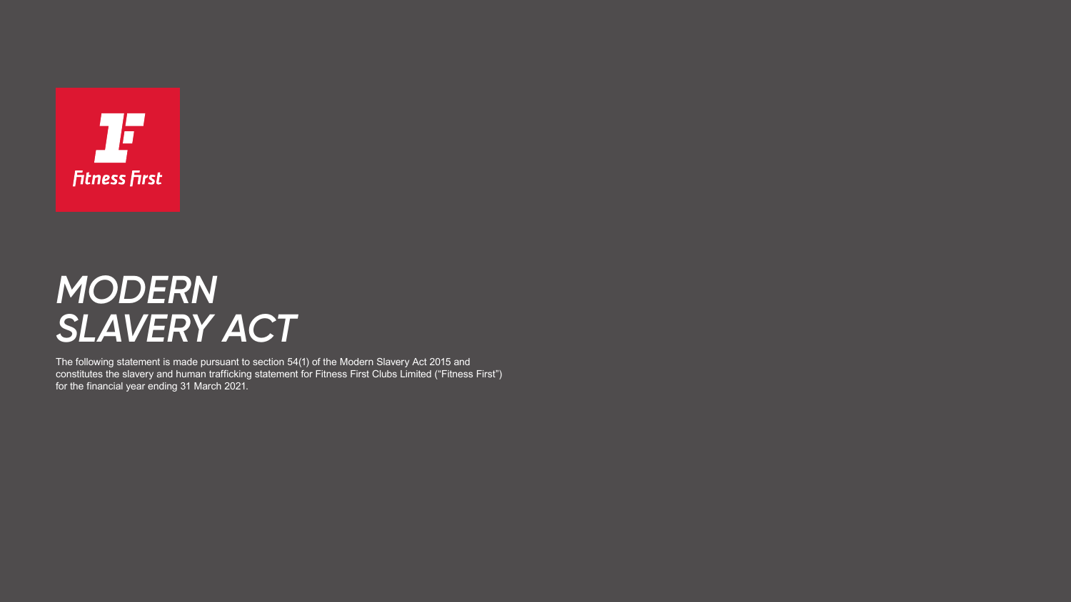Fitness First

# *MODERN SLAVERY ACT*

The following statement is made pursuant to section 54(1) of the Modern Slavery Act 2015 and constitutes the slavery and human trafficking statement for Fitness First Clubs Limited ("Fitness First") for the financial year ending 31 March 2021.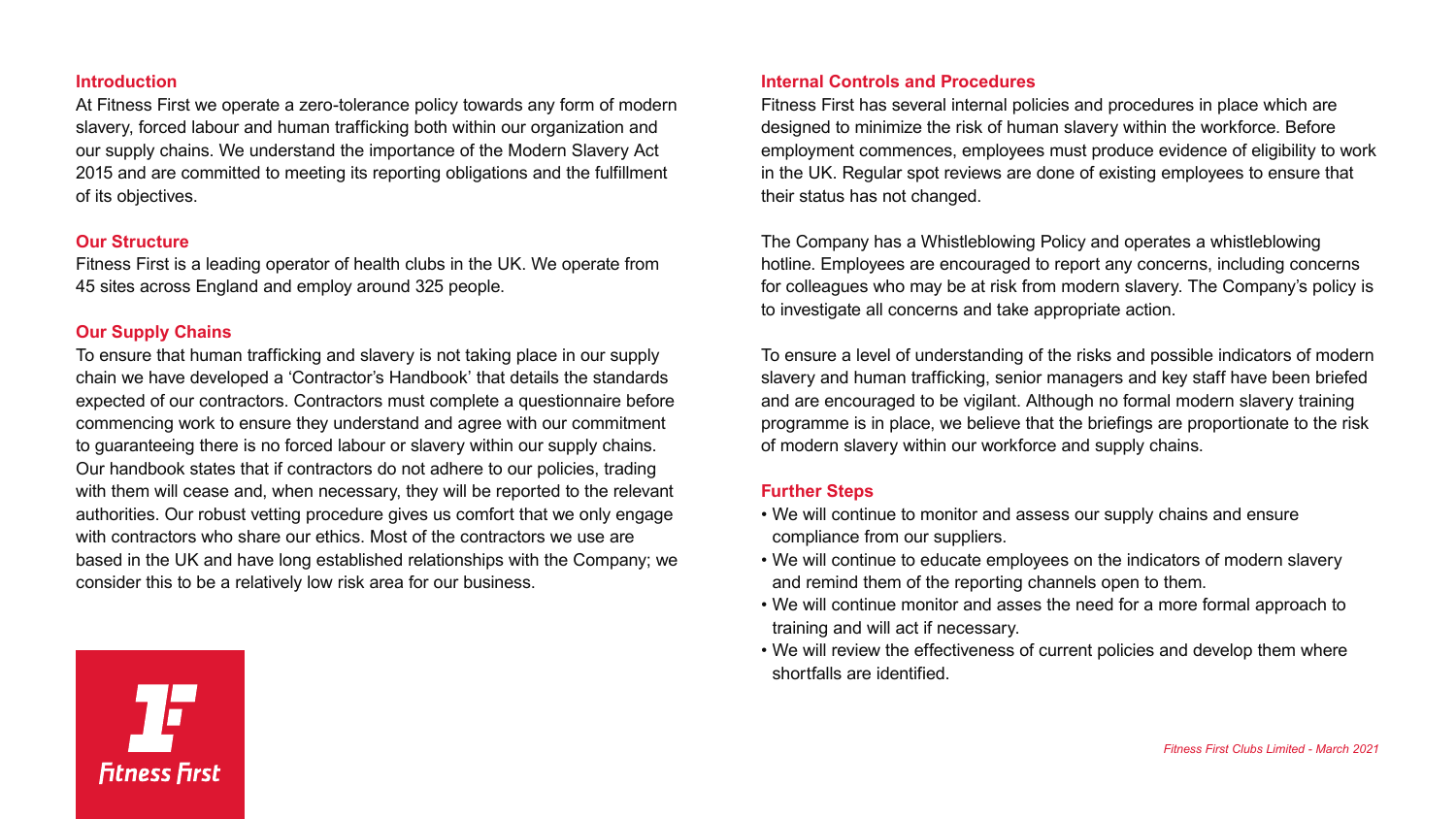## Introduction

At Fitness First we operate a zero-tolerance policy towards any form of modern slavery, forced labour and human trafficking both within our organization and our supply chains. We understand the importance of the Modern Slavery Act 2015 and are committed to meeting its reporting obligations and the fulfillment of its objectives.

## Our Structure

Fitness First is a leading operator of health clubs in the UK. We operate from 45 sites across England and employ around 325 people.

## Our Supply Chains

To ensure that human trafficking and slavery is not taking place in our supply chain we have developed a 'Contractor's Handbook' that details the standards expected of our contractors. Contractors must complete a questionnaire before commencing work to ensure they understand and agree with our commitment to guaranteeing there is no forced labour or slavery within our supply chains. Our handbook states that if contractors do not adhere to our policies, trading with them will cease and, when necessary, they will be reported to the relevant authorities. Our robust vetting procedure gives us comfort that we only engage with contractors who share our ethics. Most of the contractors we use are based in the UK and have long established relationships with the Company; we consider this to be a relatively low risk area for our business.

Fitness First

## Internal Controls and Procedures

Fitness First has several internal policies and procedures in place which are designed to minimize the risk of human slavery within the workforce. Before employment commences, employees must produce evidence of eligibility to work in the UK. Regular spot reviews are done of existing employees to ensure that their status has not changed.

The Company has a Whistleblowing Policy and operates a whistleblowing hotline. Employees are encouraged to report any concerns, including concerns for colleagues who may be at risk from modern slavery. The Company's policy is to investigate all concerns and take appropriate action.

To ensure a level of understanding of the risks and possible indicators of modern slavery and human trafficking, senior managers and key staff have been briefed and are encouraged to be vigilant. Although no formal modern slavery training programme is in place, we believe that the briefings are proportionate to the risk of modern slavery within our workforce and supply chains.

## Further Steps

- We will continue to monitor and assess our supply chains and ensure compliance from our suppliers.
- We will continue to educate employees on the indicators of modern slavery and remind them of the reporting channels open to them.
- We will continue monitor and asses the need for a more formal approach to training and will act if necessary.
- We will review the effectiveness of current policies and develop them where shortfalls are identified.

*Fitness First Clubs Limited - March 2021*